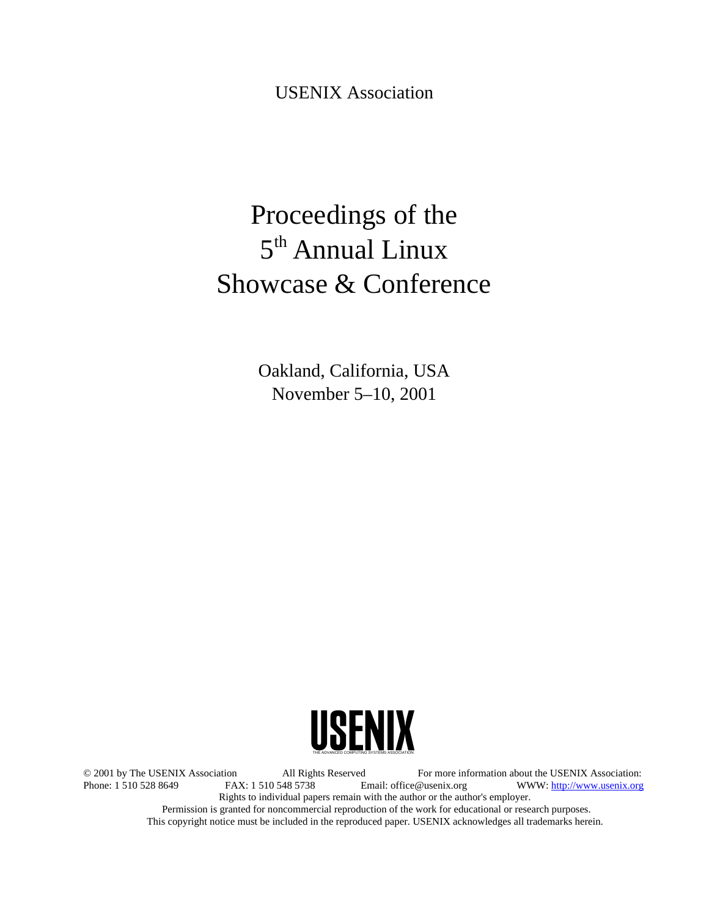USENIX Association

# Proceedings of the 5th Annual Linux Showcase & Conference

Oakland, California, USA
November 5–10, 2001

USENIX
THE ADVANCED COMPUTING SYSTEMS ASSOCIATION

© 2001 by The USENIX Association All Rights Reserved For more information about the USENIX Association:
Phone: 1 510 528 8649 FAX: 1 510 548 5738 Email: office@usenix.org WWW: http://www.usenix.org
Rights to individual papers remain with the author or the author's employer.
Permission is granted for noncommercial reproduction of the work for educational or research purposes.
This copyright notice must be included in the reproduced paper. USENIX acknowledges all trademarks herein.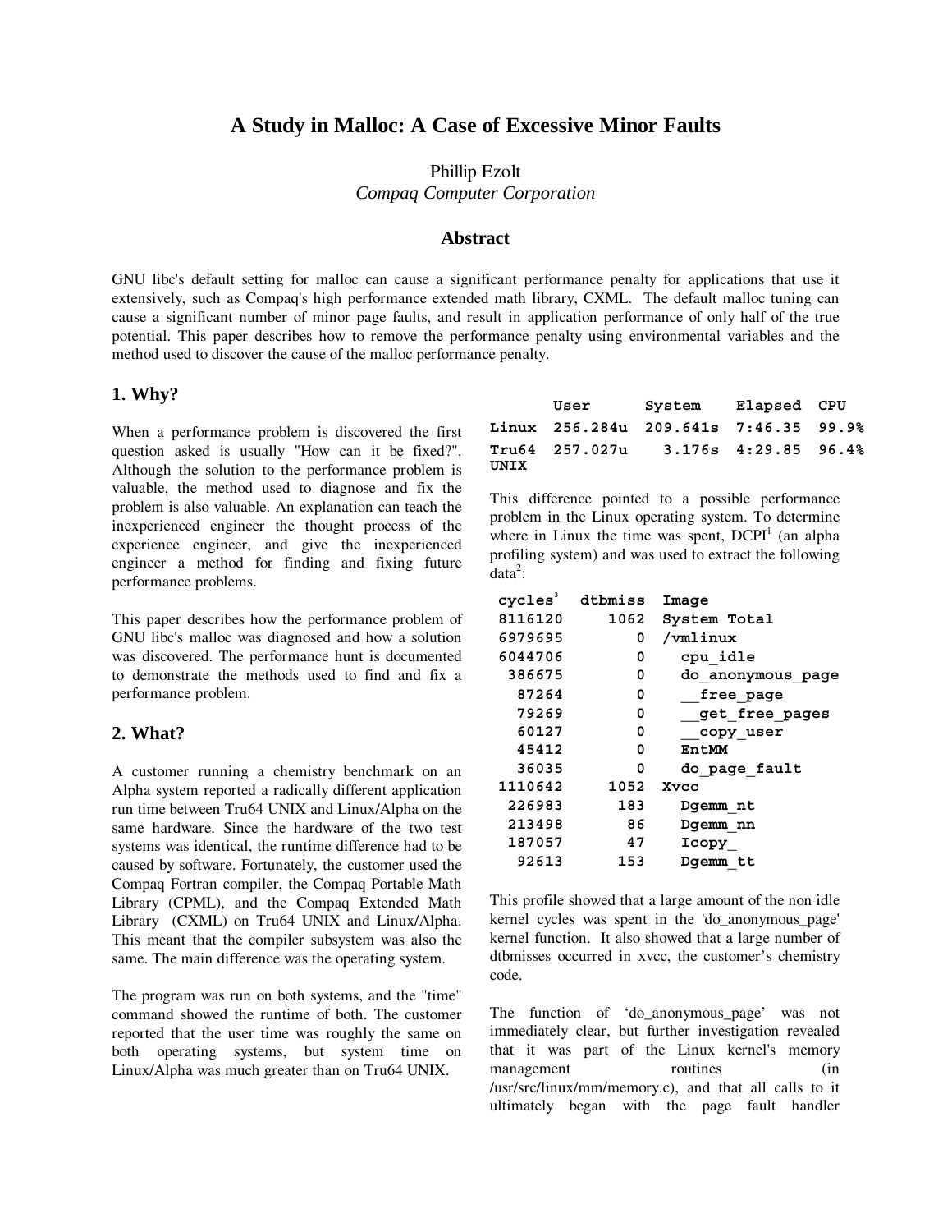# A Study in Malloc: A Case of Excessive Minor Faults

Phillip Ezolt
*Compaq Computer Corporation*

## Abstract

GNU libc's default setting for malloc can cause a significant performance penalty for applications that use it extensively, such as Compaq's high performance extended math library, CXML. The default malloc tuning can cause a significant number of minor page faults, and result in application performance of only half of the true potential. This paper describes how to remove the performance penalty using environmental variables and the method used to discover the cause of the malloc performance penalty.

## 1. Why?

When a performance problem is discovered the first question asked is usually "How can it be fixed?". Although the solution to the performance problem is valuable, the method used to diagnose and fix the problem is also valuable. An explanation can teach the inexperienced engineer the thought process of the experience engineer, and give the inexperienced engineer a method for finding and fixing future performance problems.

This paper describes how the performance problem of GNU libc's malloc was diagnosed and how a solution was discovered. The performance hunt is documented to demonstrate the methods used to find and fix a performance problem.

## 2. What?

A customer running a chemistry benchmark on an Alpha system reported a radically different application run time between Tru64 UNIX and Linux/Alpha on the same hardware. Since the hardware of the two test systems was identical, the runtime difference had to be caused by software. Fortunately, the customer used the Compaq Fortran compiler, the Compaq Portable Math Library (CPML), and the Compaq Extended Math Library (CXML) on Tru64 UNIX and Linux/Alpha. This meant that the compiler subsystem was also the same. The main difference was the operating system.

The program was run on both systems, and the "time" command showed the runtime of both. The customer reported that the user time was roughly the same on both operating systems, but system time on Linux/Alpha was much greater than on Tru64 UNIX.

| | User | System | Elapsed | CPU |
|---|---|---|---|---|
| Linux | 256.284u | 209.641s | 7:46.35 | 99.9% |
| Tru64 UNIX | 257.027u | 3.176s | 4:29.85 | 96.4% |

This difference pointed to a possible performance problem in the Linux operating system. To determine where in Linux the time was spent, DCPI[1] (an alpha profiling system) and was used to extract the following data[2]:

| cycles[3] | dtbmiss | Image |
|---|---|---|
| 8116120 | 1062 | System Total |
| 6979695 | 0 | /vmlinux |
| 6044706 | 0 | cpu_idle |
| 386675 | 0 | do_anonymous_page |
| 87264 | 0 | __free_page |
| 79269 | 0 | __get_free_pages |
| 60127 | 0 | __copy_user |
| 45412 | 0 | EntMM |
| 36035 | 0 | do_page_fault |
| 1110642 | 1052 | Xvcc |
| 226983 | 183 | Dgemm_nt |
| 213498 | 86 | Dgemm_nn |
| 187057 | 47 | Icopy_ |
| 92613 | 153 | Dgemm_tt |

This profile showed that a large amount of the non idle kernel cycles was spent in the 'do_anonymous_page' kernel function. It also showed that a large number of dtbmisses occurred in xvcc, the customer's chemistry code.

The function of 'do_anonymous_page' was not immediately clear, but further investigation revealed that it was part of the Linux kernel's memory management routines (in /usr/src/linux/mm/memory.c), and that all calls to it ultimately began with the page fault handler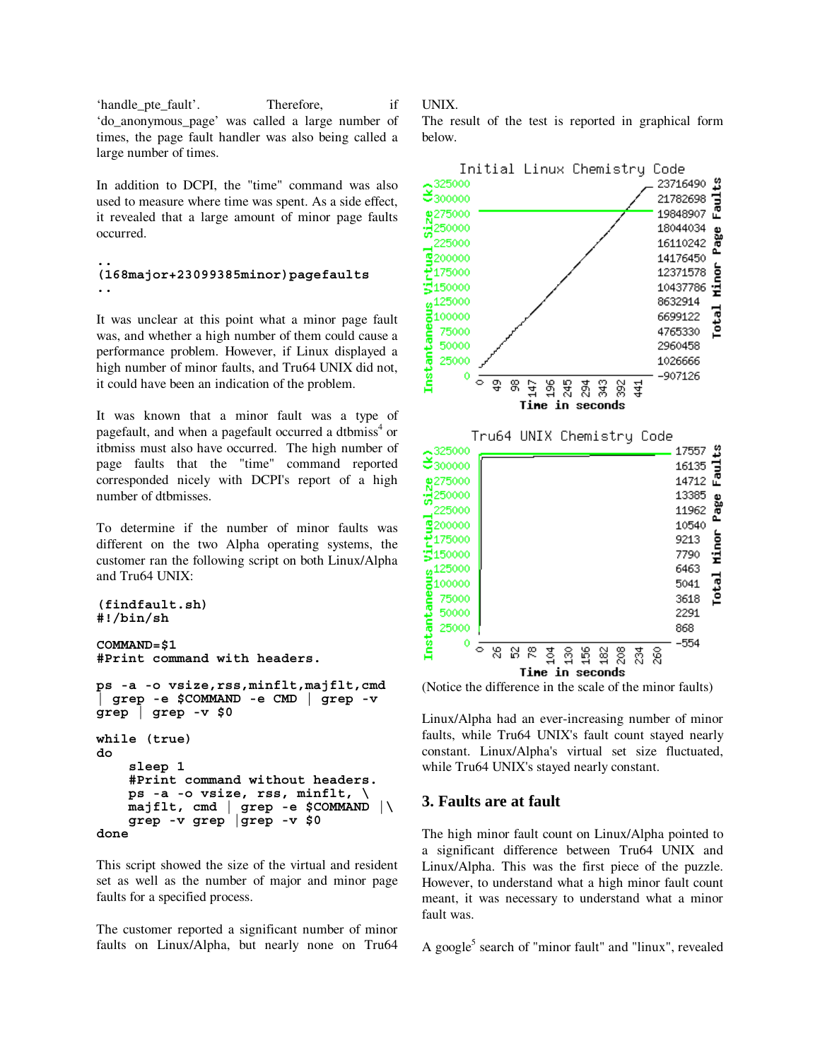'handle_pte_fault'. Therefore, if 'do_anonymous_page' was called a large number of times, the page fault handler was also being called a large number of times.

In addition to DCPI, the "time" command was also used to measure where time was spent. As a side effect, it revealed that a large amount of minor page faults occurred.

```
..
(168major+23099385minor)pagefaults
..
```

It was unclear at this point what a minor page fault was, and whether a high number of them could cause a performance problem. However, if Linux displayed a high number of minor faults, and Tru64 UNIX did not, it could have been an indication of the problem.

It was known that a minor fault was a type of pagefault, and when a pagefault occurred a dtbmiss[4] or itbmiss must also have occurred. The high number of page faults that the "time" command reported corresponded nicely with DCPI's report of a high number of dtbmisses.

To determine if the number of minor faults was different on the two Alpha operating systems, the customer ran the following script on both Linux/Alpha and Tru64 UNIX:

```
(findfault.sh)
#!/bin/sh

COMMAND=$1
#Print command with headers.

ps -a -o vsize,rss,minflt,majflt,cmd
| grep -e $COMMAND -e CMD | grep -v
grep | grep -v $0

while (true)
do
     sleep 1
     #Print command without headers.
     ps -a -o vsize, rss, minflt, \
     majflt, cmd | grep -e $COMMAND |\
     grep -v grep |grep -v $0
done
```

This script showed the size of the virtual and resident set as well as the number of major and minor page faults for a specified process.

The customer reported a significant number of minor faults on Linux/Alpha, but nearly none on Tru64 UNIX.

The result of the test is reported in graphical form below.

Initial Linux Chemistry Code

Instantaneous Virtual Size (k): 0, 25000, 50000, 75000, 100000, 125000, 150000, 175000, 200000, 225000, 250000, 275000, 300000, 325000

Total Minor Page Faults: -907126, 1026666, 2960458, 4765330, 6699122, 8632914, 10437786, 12371578, 14176450, 16110242, 18044034, 19848907, 21782698, 23716490

Time in seconds: 0, 49, 98, 147, 196, 245, 294, 343, 392, 441

Tru64 UNIX Chemistry Code

Instantaneous Virtual Size (k): 0, 25000, 50000, 75000, 100000, 125000, 150000, 175000, 200000, 225000, 250000, 275000, 300000, 325000

Total Minor Page Faults: -554, 868, 2291, 3618, 5041, 6463, 7790, 9213, 10540, 11962, 13385, 14712, 16135, 17557

Time in seconds: 0, 26, 52, 78, 104, 130, 156, 182, 208, 234, 260

(Notice the difference in the scale of the minor faults)

Linux/Alpha had an ever-increasing number of minor faults, while Tru64 UNIX's fault count stayed nearly constant. Linux/Alpha's virtual set size fluctuated, while Tru64 UNIX's stayed nearly constant.

## 3. Faults are at fault

The high minor fault count on Linux/Alpha pointed to a significant difference between Tru64 UNIX and Linux/Alpha. This was the first piece of the puzzle. However, to understand what a high minor fault count meant, it was necessary to understand what a minor fault was.

A google[5] search of "minor fault" and "linux", revealed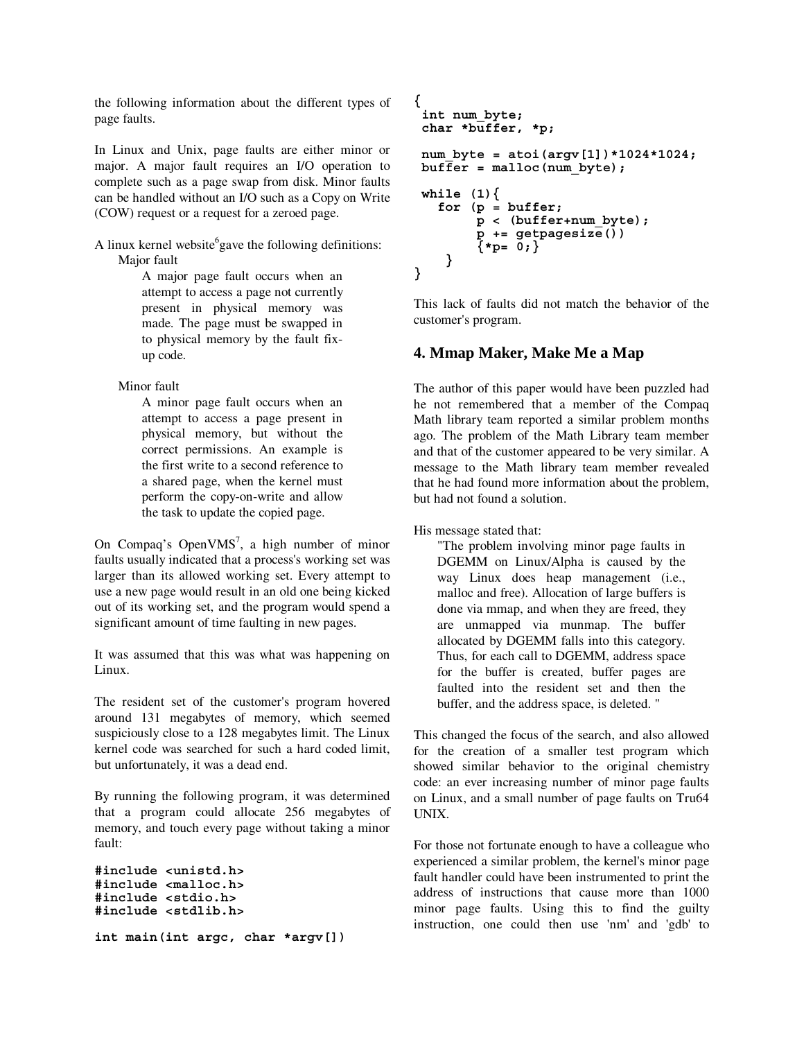the following information about the different types of page faults.

In Linux and Unix, page faults are either minor or major. A major fault requires an I/O operation to complete such as a page swap from disk. Minor faults can be handled without an I/O such as a Copy on Write (COW) request or a request for a zeroed page.

A linux kernel website[6]gave the following definitions:

Major fault

> A major page fault occurs when an attempt to access a page not currently present in physical memory was made. The page must be swapped in to physical memory by the fault fix-up code.

Minor fault

> A minor page fault occurs when an attempt to access a page present in physical memory, but without the correct permissions. An example is the first write to a second reference to a shared page, when the kernel must perform the copy-on-write and allow the task to update the copied page.

On Compaq's OpenVMS[7], a high number of minor faults usually indicated that a process's working set was larger than its allowed working set. Every attempt to use a new page would result in an old one being kicked out of its working set, and the program would spend a significant amount of time faulting in new pages.

It was assumed that this was what was happening on Linux.

The resident set of the customer's program hovered around 131 megabytes of memory, which seemed suspiciously close to a 128 megabytes limit. The Linux kernel code was searched for such a hard coded limit, but unfortunately, it was a dead end.

By running the following program, it was determined that a program could allocate 256 megabytes of memory, and touch every page without taking a minor fault:

```
#include <unistd.h>
#include <malloc.h>
#include <stdio.h>
#include <stdlib.h>

int main(int argc, char *argv[])
{
 int num_byte;
 char *buffer, *p;

 num_byte = atoi(argv[1])*1024*1024;
 buffer = malloc(num_byte);

 while (1){
   for (p = buffer;
        p < (buffer+num_byte);
        p += getpagesize())
        {*p= 0;}
   }
}
```

This lack of faults did not match the behavior of the customer's program.

## 4. Mmap Maker, Make Me a Map

The author of this paper would have been puzzled had he not remembered that a member of the Compaq Math library team reported a similar problem months ago. The problem of the Math Library team member and that of the customer appeared to be very similar. A message to the Math library team member revealed that he had found more information about the problem, but had not found a solution.

His message stated that:

> "The problem involving minor page faults in DGEMM on Linux/Alpha is caused by the way Linux does heap management (i.e., malloc and free). Allocation of large buffers is done via mmap, and when they are freed, they are unmapped via munmap. The buffer allocated by DGEMM falls into this category. Thus, for each call to DGEMM, address space for the buffer is created, buffer pages are faulted into the resident set and then the buffer, and the address space, is deleted. "

This changed the focus of the search, and also allowed for the creation of a smaller test program which showed similar behavior to the original chemistry code: an ever increasing number of minor page faults on Linux, and a small number of page faults on Tru64 UNIX.

For those not fortunate enough to have a colleague who experienced a similar problem, the kernel's minor page fault handler could have been instrumented to print the address of instructions that cause more than 1000 minor page faults. Using this to find the guilty instruction, one could then use 'nm' and 'gdb' to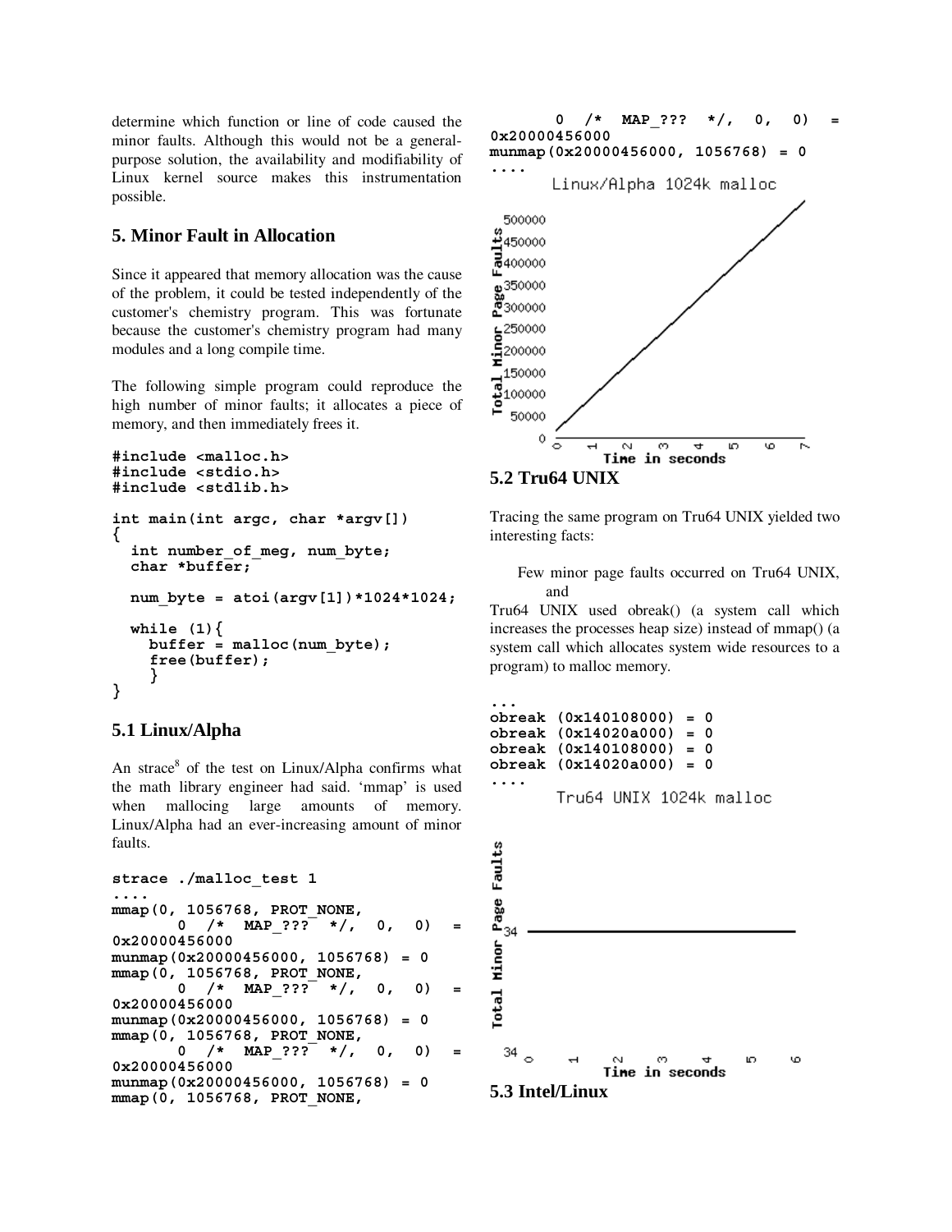determine which function or line of code caused the minor faults. Although this would not be a general-purpose solution, the availability and modifiability of Linux kernel source makes this instrumentation possible.

## 5. Minor Fault in Allocation

Since it appeared that memory allocation was the cause of the problem, it could be tested independently of the customer's chemistry program. This was fortunate because the customer's chemistry program had many modules and a long compile time.

The following simple program could reproduce the high number of minor faults; it allocates a piece of memory, and then immediately frees it.

```
#include <malloc.h>
#include <stdio.h>
#include <stdlib.h>

int main(int argc, char *argv[])
{
  int number_of_meg, num_byte;
  char *buffer;

  num_byte = atoi(argv[1])*1024*1024;

  while (1){
    buffer = malloc(num_byte);
    free(buffer);
    }
}
```

### 5.1 Linux/Alpha

An strace[8] of the test on Linux/Alpha confirms what the math library engineer had said. 'mmap' is used when mallocing large amounts of memory. Linux/Alpha had an ever-increasing amount of minor faults.

```
strace ./malloc_test 1
....
mmap(0, 1056768, PROT_NONE,
       0  /*  MAP_???  */,  0,  0)  =
0x20000456000
munmap(0x20000456000, 1056768) = 0
mmap(0, 1056768, PROT_NONE,
       0  /*  MAP_???  */,  0,  0)  =
0x20000456000
munmap(0x20000456000, 1056768) = 0
mmap(0, 1056768, PROT_NONE,
       0  /*  MAP_???  */,  0,  0)  =
0x20000456000
munmap(0x20000456000, 1056768) = 0
mmap(0, 1056768, PROT_NONE,
       0  /*  MAP_???  */,  0,  0)  =
0x20000456000
munmap(0x20000456000, 1056768) = 0
....
```

Linux/Alpha 1024k malloc

Total Minor Page Faults

500000
450000
400000
350000
300000
250000
200000
150000
100000
50000
0

0 1 2 3 4 5 6 7

Time in seconds

### 5.2 Tru64 UNIX

Tracing the same program on Tru64 UNIX yielded two interesting facts:

- Few minor page faults occurred on Tru64 UNIX, and
- Tru64 UNIX used obreak() (a system call which increases the processes heap size) instead of mmap() (a system call which allocates system wide resources to a program) to malloc memory.

```
...
obreak (0x140108000) = 0
obreak (0x14020a000) = 0
obreak (0x140108000) = 0
obreak (0x14020a000) = 0
....
```

Tru64 UNIX 1024k malloc

Total Minor Page Faults

34

34

0 1 2 3 4 5 6

Time in seconds

### 5.3 Intel/Linux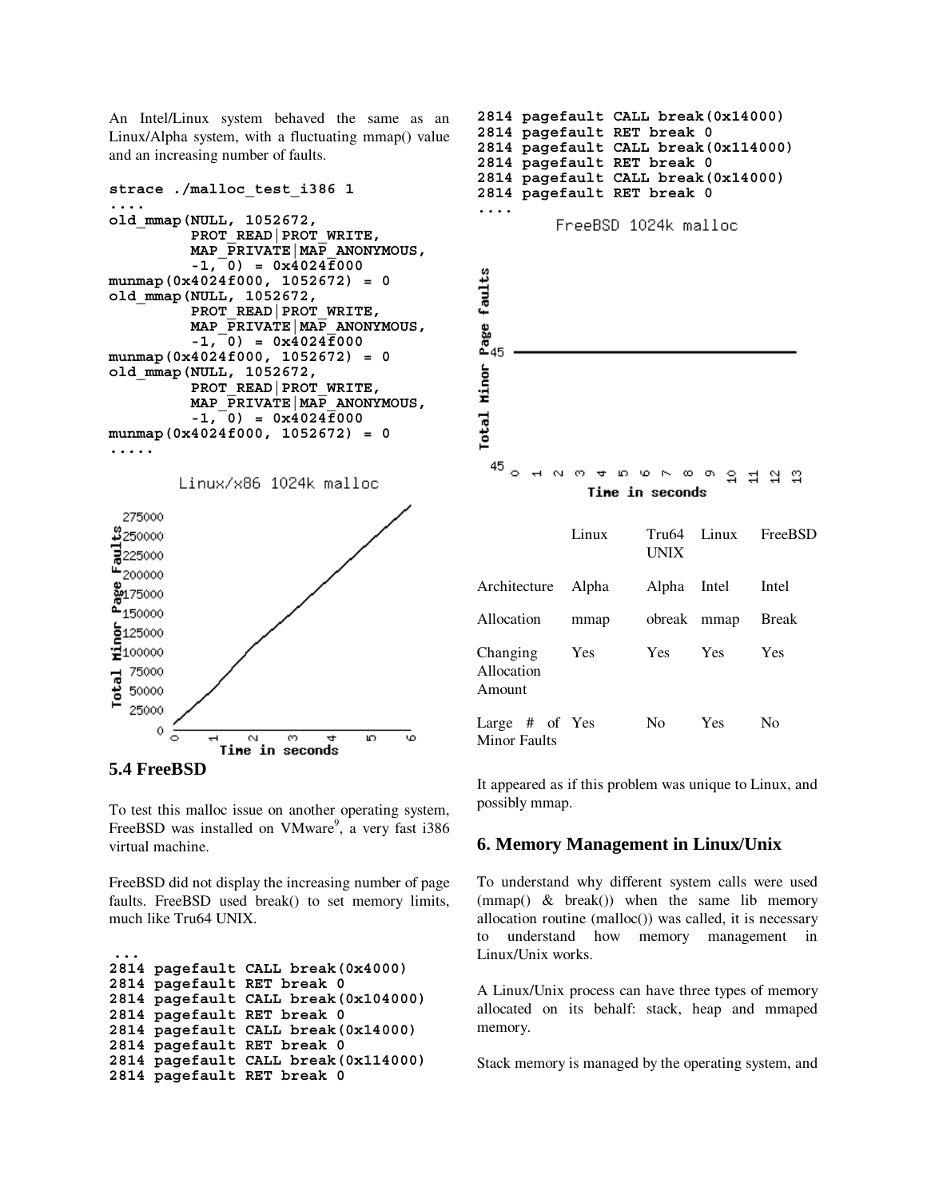An Intel/Linux system behaved the same as an Linux/Alpha system, with a fluctuating mmap() value and an increasing number of faults.

```
strace ./malloc_test_i386 1
....
old_mmap(NULL, 1052672,
         PROT_READ|PROT_WRITE,
         MAP_PRIVATE|MAP_ANONYMOUS,
         -1, 0) = 0x4024f000
munmap(0x4024f000, 1052672) = 0
old_mmap(NULL, 1052672,
         PROT_READ|PROT_WRITE,
         MAP_PRIVATE|MAP_ANONYMOUS,
         -1, 0) = 0x4024f000
munmap(0x4024f000, 1052672) = 0
old_mmap(NULL, 1052672,
         PROT_READ|PROT_WRITE,
         MAP_PRIVATE|MAP_ANONYMOUS,
         -1, 0) = 0x4024f000
munmap(0x4024f000, 1052672) = 0
.....
```

Linux/x86 1024k malloc

Total Minor Page Faults

275000
250000
225000
200000
175000
150000
125000
100000
75000
50000
25000
0

0 1 2 3 4 5 6

Time in seconds

## 5.4 FreeBSD

To test this malloc issue on another operating system, FreeBSD was installed on VMware[9], a very fast i386 virtual machine.

FreeBSD did not display the increasing number of page faults. FreeBSD used break() to set memory limits, much like Tru64 UNIX.

```
 ...
2814 pagefault CALL break(0x4000)
2814 pagefault RET break 0
2814 pagefault CALL break(0x104000)
2814 pagefault RET break 0
2814 pagefault CALL break(0x14000)
2814 pagefault RET break 0
2814 pagefault CALL break(0x114000)
2814 pagefault RET break 0
2814 pagefault CALL break(0x14000)
2814 pagefault RET break 0
2814 pagefault CALL break(0x114000)
2814 pagefault RET break 0
2814 pagefault CALL break(0x14000)
2814 pagefault RET break 0
....
```

FreeBSD 1024k malloc

Total Minor Page faults

45

45

0 1 2 3 4 5 6 7 8 9 10 11 12 13

Time in seconds

| | Linux | Tru64 UNIX | Linux | FreeBSD |
|---|---|---|---|---|
| Architecture | Alpha | Alpha | Intel | Intel |
| Allocation | mmap | obreak | mmap | Break |
| Changing Allocation Amount | Yes | Yes | Yes | Yes |
| Large # of Minor Faults | Yes | No | Yes | No |

It appeared as if this problem was unique to Linux, and possibly mmap.

## 6. Memory Management in Linux/Unix

To understand why different system calls were used (mmap() & break()) when the same lib memory allocation routine (malloc()) was called, it is necessary to understand how memory management in Linux/Unix works.

A Linux/Unix process can have three types of memory allocated on its behalf: stack, heap and mmaped memory.

Stack memory is managed by the operating system, and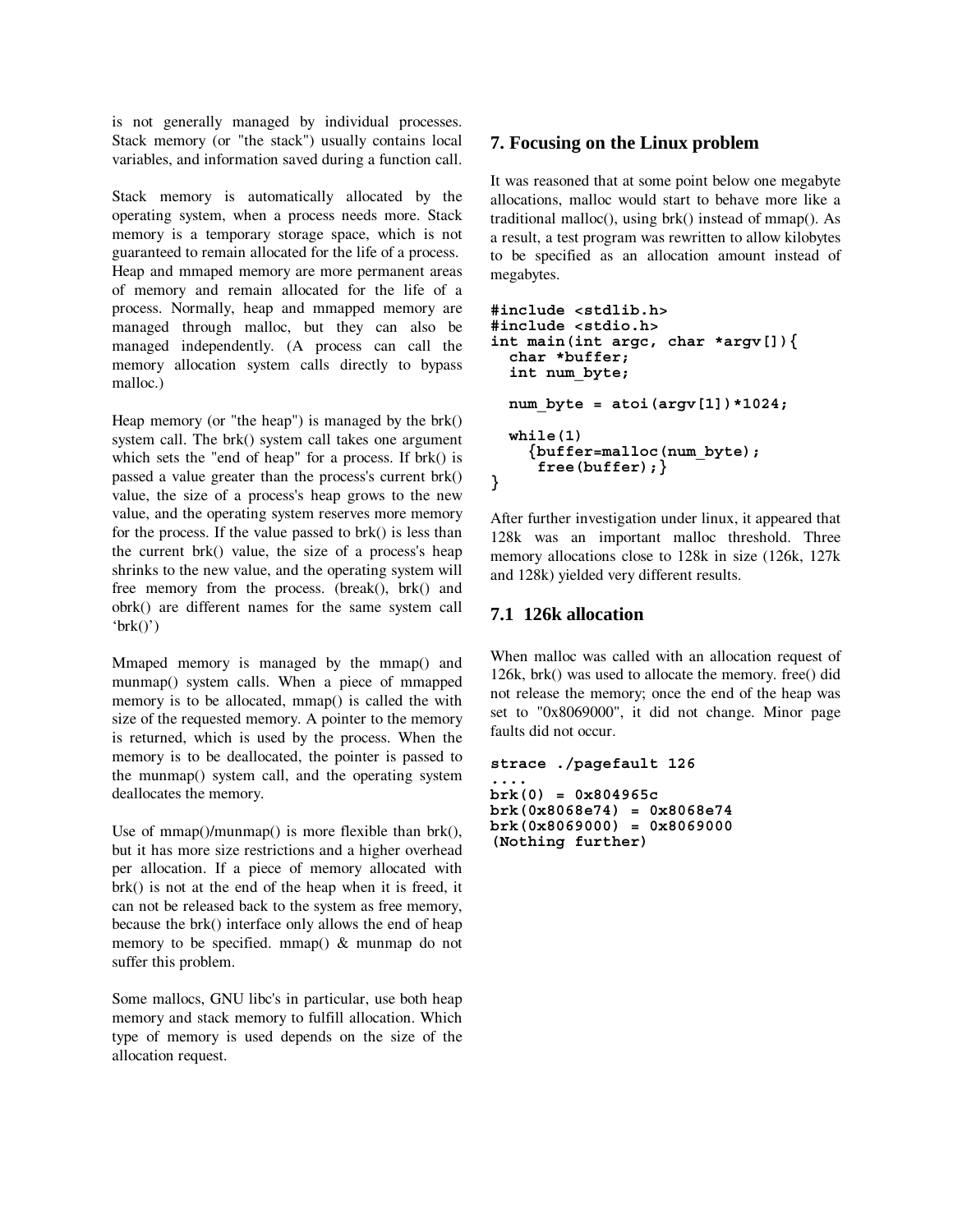is not generally managed by individual processes. Stack memory (or "the stack") usually contains local variables, and information saved during a function call.

Stack memory is automatically allocated by the operating system, when a process needs more. Stack memory is a temporary storage space, which is not guaranteed to remain allocated for the life of a process. Heap and mmaped memory are more permanent areas of memory and remain allocated for the life of a process. Normally, heap and mmapped memory are managed through malloc, but they can also be managed independently. (A process can call the memory allocation system calls directly to bypass malloc.)

Heap memory (or "the heap") is managed by the brk() system call. The brk() system call takes one argument which sets the "end of heap" for a process. If brk() is passed a value greater than the process's current brk() value, the size of a process's heap grows to the new value, and the operating system reserves more memory for the process. If the value passed to brk() is less than the current brk() value, the size of a process's heap shrinks to the new value, and the operating system will free memory from the process. (break(), brk() and obrk() are different names for the same system call 'brk()')

Mmaped memory is managed by the mmap() and munmap() system calls. When a piece of mmapped memory is to be allocated, mmap() is called the with size of the requested memory. A pointer to the memory is returned, which is used by the process. When the memory is to be deallocated, the pointer is passed to the munmap() system call, and the operating system deallocates the memory.

Use of mmap()/munmap() is more flexible than brk(), but it has more size restrictions and a higher overhead per allocation. If a piece of memory allocated with brk() is not at the end of the heap when it is freed, it can not be released back to the system as free memory, because the brk() interface only allows the end of heap memory to be specified. mmap() & munmap do not suffer this problem.

Some mallocs, GNU libc's in particular, use both heap memory and stack memory to fulfill allocation. Which type of memory is used depends on the size of the allocation request.

## 7. Focusing on the Linux problem

It was reasoned that at some point below one megabyte allocations, malloc would start to behave more like a traditional malloc(), using brk() instead of mmap(). As a result, a test program was rewritten to allow kilobytes to be specified as an allocation amount instead of megabytes.

```
#include <stdlib.h>
#include <stdio.h>
int main(int argc, char *argv[]){
  char *buffer;
  int num_byte;

  num_byte = atoi(argv[1])*1024;

  while(1)
    {buffer=malloc(num_byte);
     free(buffer);}
}
```

After further investigation under linux, it appeared that 128k was an important malloc threshold. Three memory allocations close to 128k in size (126k, 127k and 128k) yielded very different results.

### 7.1 126k allocation

When malloc was called with an allocation request of 126k, brk() was used to allocate the memory. free() did not release the memory; once the end of the heap was set to "0x8069000", it did not change. Minor page faults did not occur.

```
strace ./pagefault 126
....
brk(0) = 0x804965c
brk(0x8068e74) = 0x8068e74
brk(0x8069000) = 0x8069000
(Nothing further)
```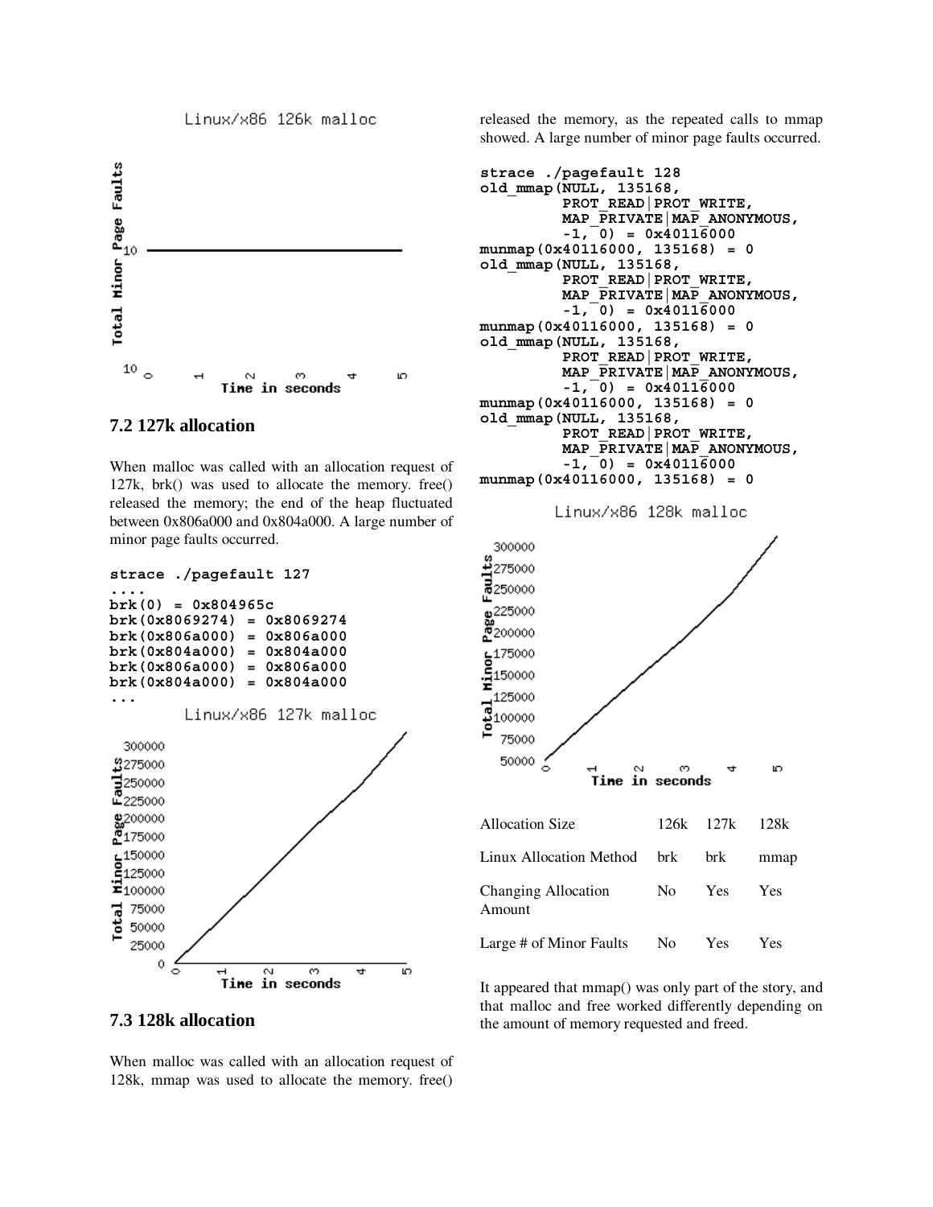Linux/x86 126k malloc

Total Minor Page Faults

10

10

0 1 2 3 4 5

Time in seconds

### 7.2 127k allocation

When malloc was called with an allocation request of 127k, brk() was used to allocate the memory. free() released the memory; the end of the heap fluctuated between 0x806a000 and 0x804a000. A large number of minor page faults occurred.

```
strace ./pagefault 127
....
brk(0) = 0x804965c
brk(0x8069274) = 0x8069274
brk(0x806a000) = 0x806a000
brk(0x804a000) = 0x804a000
brk(0x806a000) = 0x806a000
brk(0x804a000) = 0x804a000
...
```

Linux/x86 127k malloc

Total Minor Page Faults

300000
275000
250000
225000
200000
175000
150000
125000
100000
75000
50000
25000
0

0 1 2 3 4 5

Time in seconds

### 7.3 128k allocation

When malloc was called with an allocation request of 128k, mmap was used to allocate the memory. free() released the memory, as the repeated calls to mmap showed. A large number of minor page faults occurred.

```
strace ./pagefault 128
old_mmap(NULL, 135168,
         PROT_READ|PROT_WRITE,
         MAP_PRIVATE|MAP_ANONYMOUS,
         -1, 0) = 0x40116000
munmap(0x40116000, 135168) = 0
old_mmap(NULL, 135168,
         PROT_READ|PROT_WRITE,
         MAP_PRIVATE|MAP_ANONYMOUS,
         -1, 0) = 0x40116000
munmap(0x40116000, 135168) = 0
old_mmap(NULL, 135168,
         PROT_READ|PROT_WRITE,
         MAP_PRIVATE|MAP_ANONYMOUS,
         -1, 0) = 0x40116000
munmap(0x40116000, 135168) = 0
old_mmap(NULL, 135168,
         PROT_READ|PROT_WRITE,
         MAP_PRIVATE|MAP_ANONYMOUS,
         -1, 0) = 0x40116000
munmap(0x40116000, 135168) = 0
```

Linux/x86 128k malloc

Total Minor Page Faults

300000
275000
250000
225000
200000
175000
150000
125000
100000
75000
50000

0 1 2 3 4 5

Time in seconds

| Allocation Size | 126k | 127k | 128k |
|---|---|---|---|
| Linux Allocation Method | brk | brk | mmap |
| Changing Allocation Amount | No | Yes | Yes |
| Large # of Minor Faults | No | Yes | Yes |

It appeared that mmap() was only part of the story, and that malloc and free worked differently depending on the amount of memory requested and freed.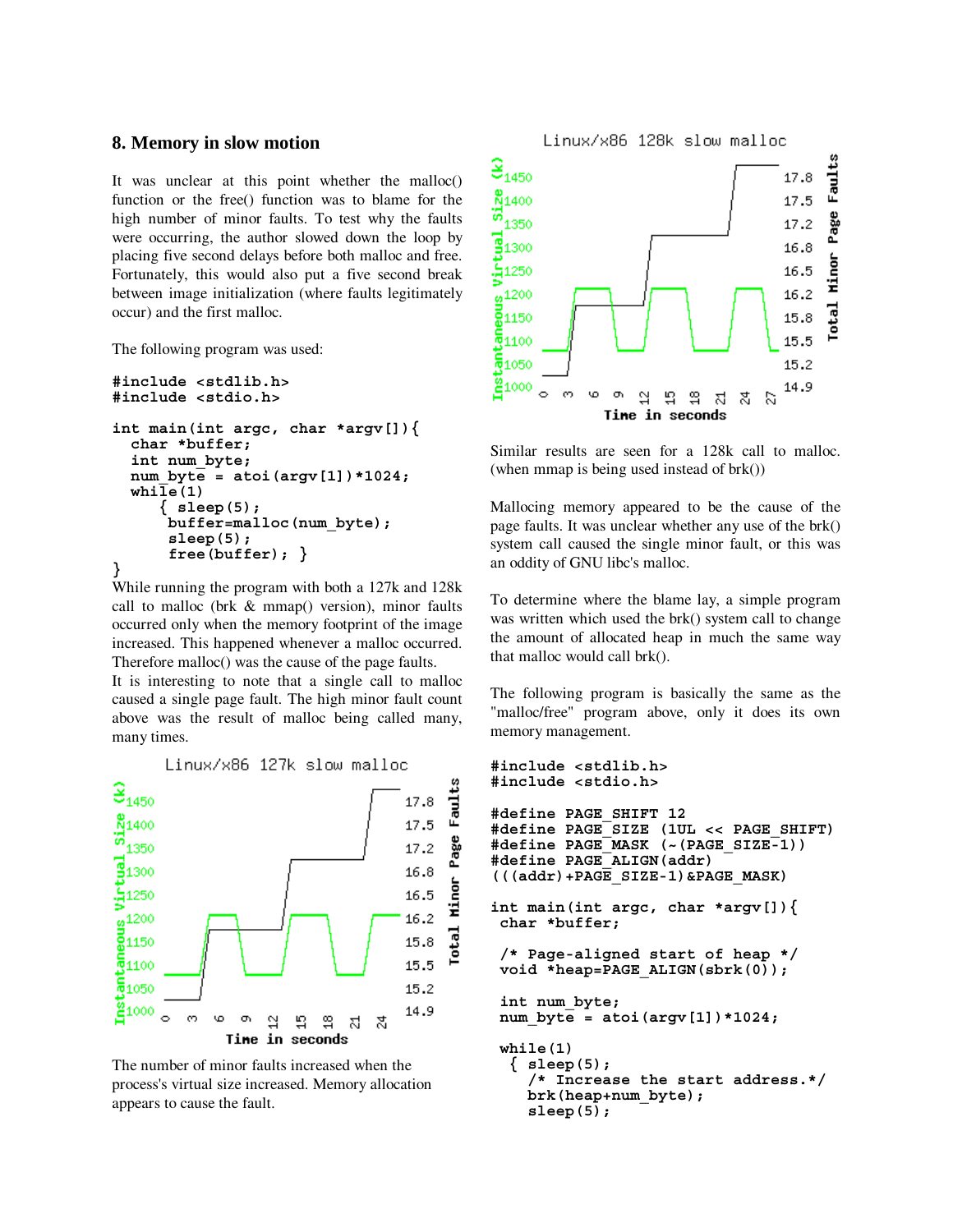## 8. Memory in slow motion

It was unclear at this point whether the malloc() function or the free() function was to blame for the high number of minor faults. To test why the faults were occurring, the author slowed down the loop by placing five second delays before both malloc and free. Fortunately, this would also put a five second break between image initialization (where faults legitimately occur) and the first malloc.

The following program was used:

```
#include <stdlib.h>
#include <stdio.h>

int main(int argc, char *argv[]){
   char *buffer;
   int num_byte;
   num_byte = atoi(argv[1])*1024;
   while(1)
       { sleep(5);
        buffer=malloc(num_byte);
        sleep(5);
        free(buffer); }
}
```

While running the program with both a 127k and 128k call to malloc (brk & mmap() version), minor faults occurred only when the memory footprint of the image increased. This happened whenever a malloc occurred. Therefore malloc() was the cause of the page faults.

It is interesting to note that a single call to malloc caused a single page fault. The high minor fault count above was the result of malloc being called many, many times.

The number of minor faults increased when the process's virtual size increased. Memory allocation appears to cause the fault.

Similar results are seen for a 128k call to malloc. (when mmap is being used instead of brk())

Mallocing memory appeared to be the cause of the page faults. It was unclear whether any use of the brk() system call caused the single minor fault, or this was an oddity of GNU libc's malloc.

To determine where the blame lay, a simple program was written which used the brk() system call to change the amount of allocated heap in much the same way that malloc would call brk().

The following program is basically the same as the "malloc/free" program above, only it does its own memory management.

```
#include <stdlib.h>
#include <stdio.h>

#define PAGE_SHIFT 12
#define PAGE_SIZE (1UL << PAGE_SHIFT)
#define PAGE_MASK (~(PAGE_SIZE-1))
#define PAGE_ALIGN(addr)
(((addr)+PAGE_SIZE-1)&PAGE_MASK)

int main(int argc, char *argv[]){
 char *buffer;

 /* Page-aligned start of heap */
 void *heap=PAGE_ALIGN(sbrk(0));

 int num_byte;
 num_byte = atoi(argv[1])*1024;

 while(1)
  { sleep(5);
    /* Increase the start address.*/
    brk(heap+num_byte);
    sleep(5);
```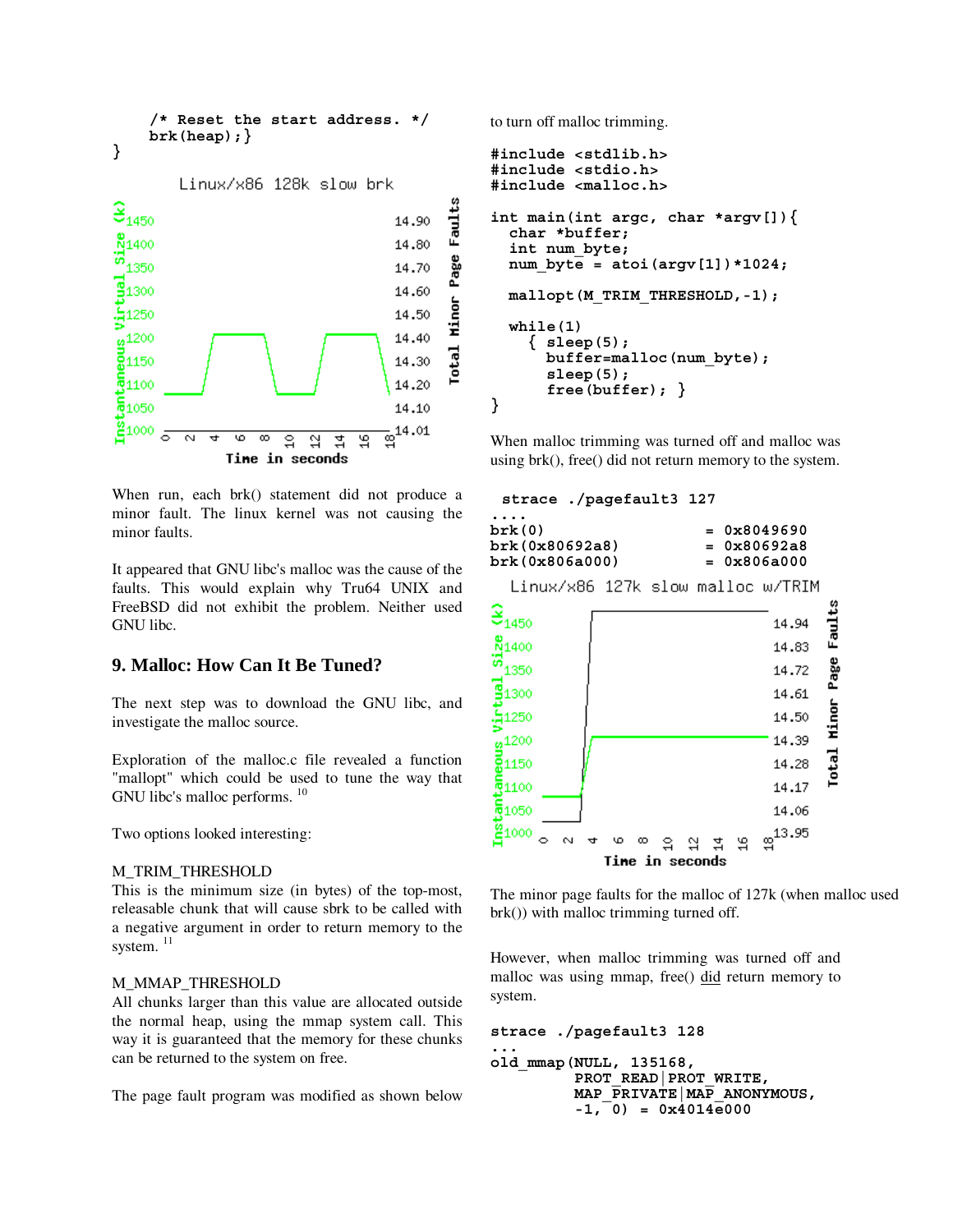```
    /* Reset the start address. */
    brk(heap);}
}
```

When run, each brk() statement did not produce a minor fault. The linux kernel was not causing the minor faults.

It appeared that GNU libc's malloc was the cause of the faults. This would explain why Tru64 UNIX and FreeBSD did not exhibit the problem. Neither used GNU libc.

## 9. Malloc: How Can It Be Tuned?

The next step was to download the GNU libc, and investigate the malloc source.

Exploration of the malloc.c file revealed a function "mallopt" which could be used to tune the way that GNU libc's malloc performs. [10]

Two options looked interesting:

M_TRIM_THRESHOLD
This is the minimum size (in bytes) of the top-most, releasable chunk that will cause sbrk to be called with a negative argument in order to return memory to the system. [11]

M_MMAP_THRESHOLD
All chunks larger than this value are allocated outside the normal heap, using the mmap system call. This way it is guaranteed that the memory for these chunks can be returned to the system on free.

The page fault program was modified as shown below to turn off malloc trimming.

```
#include <stdlib.h>
#include <stdio.h>
#include <malloc.h>

int main(int argc, char *argv[]){
  char *buffer;
  int num_byte;
  num_byte = atoi(argv[1])*1024;

  mallopt(M_TRIM_THRESHOLD,-1);

  while(1)
    { sleep(5);
      buffer=malloc(num_byte);
      sleep(5);
      free(buffer); }
}
```

When malloc trimming was turned off and malloc was using brk(), free() did not return memory to the system.

```
 strace ./pagefault3 127
....
brk(0)                    = 0x8049690
brk(0x80692a8)            = 0x80692a8
brk(0x806a000)            = 0x806a000
```

The minor page faults for the malloc of 127k (when malloc used brk()) with malloc trimming turned off.

However, when malloc trimming was turned off and malloc was using mmap, free() did return memory to system.

```
strace ./pagefault3 128
...
old_mmap(NULL, 135168,
         PROT_READ|PROT_WRITE,
         MAP_PRIVATE|MAP_ANONYMOUS,
         -1, 0) = 0x4014e000
```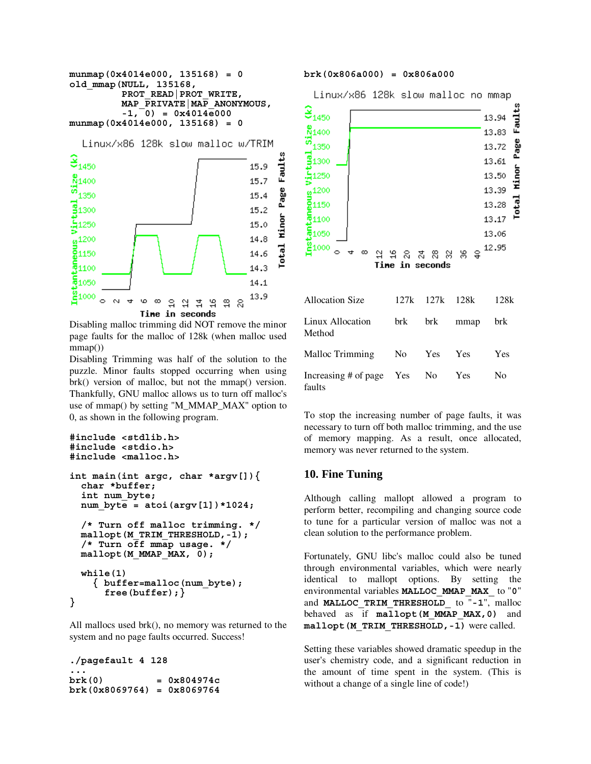```
munmap(0x4014e000, 135168) = 0
old_mmap(NULL, 135168,
         PROT_READ|PROT_WRITE,
         MAP_PRIVATE|MAP_ANONYMOUS,
         -1, 0) = 0x4014e000
munmap(0x4014e000, 135168) = 0
```

Linux/x86 128k slow malloc w/TRIM

Instantaneous Virtual Size (k)
1450
1400
1350
1300
1250
1200
1150
1100
1050
1000

Total Minor Page Faults
15.9
15.7
15.4
15.2
15.0
14.8
14.6
14.3
14.1
13.9

0 2 4 6 8 10 12 14 16 18 20
Time in seconds

Disabling malloc trimming did NOT remove the minor page faults for the malloc of 128k (when malloc used mmap())

Disabling Trimming was half of the solution to the puzzle. Minor faults stopped occurring when using brk() version of malloc, but not the mmap() version. Thankfully, GNU malloc allows us to turn off malloc's use of mmap() by setting "M_MMAP_MAX" option to 0, as shown in the following program.

```
#include <stdlib.h>
#include <stdio.h>
#include <malloc.h>

int main(int argc, char *argv[]){
  char *buffer;
  int num_byte;
  num_byte = atoi(argv[1])*1024;

  /* Turn off malloc trimming. */
  mallopt(M_TRIM_THRESHOLD,-1);
  /* Turn off mmap usage. */
  mallopt(M_MMAP_MAX, 0);

  while(1)
    { buffer=malloc(num_byte);
      free(buffer);}
}
```

All mallocs used brk(), no memory was returned to the system and no page faults occurred. Success!

```
./pagefault 4 128
...
brk(0)          = 0x804974c
brk(0x8069764)  = 0x8069764
brk(0x806a000)  = 0x806a000
```

Linux/x86 128k slow malloc no mmap

Instantaneous Virtual Size (k)
1450
1400
1350
1300
1250
1200
1150
1100
1050
1000

Total Minor Page Faults
13.94
13.83
13.72
13.61
13.50
13.39
13.28
13.17
13.06
12.95

0 4 8 12 16 20 24 28 32 36 40
Time in seconds

| | | | | |
|---|---|---|---|---|
| Allocation Size | 127k | 127k | 128k | 128k |
| Linux Allocation Method | brk | brk | mmap | brk |
| Malloc Trimming | No | Yes | Yes | Yes |
| Increasing # of page faults | Yes | No | Yes | No |

To stop the increasing number of page faults, it was necessary to turn off both malloc trimming, and the use of memory mapping. As a result, once allocated, memory was never returned to the system.

## 10. Fine Tuning

Although calling mallopt allowed a program to perform better, recompiling and changing source code to tune for a particular version of malloc was not a clean solution to the performance problem.

Fortunately, GNU libc's malloc could also be tuned through environmental variables, which were nearly identical to mallopt options. By setting the environmental variables **MALLOC_MMAP_MAX_** to "**0**" and **MALLOC_TRIM_THRESHOLD_** to "**-1**", malloc behaved as if **mallopt(M_MMAP_MAX,0)** and **mallopt(M_TRIM_THRESHOLD,-1)** were called.

Setting these variables showed dramatic speedup in the user's chemistry code, and a significant reduction in the amount of time spent in the system. (This is without a change of a single line of code!)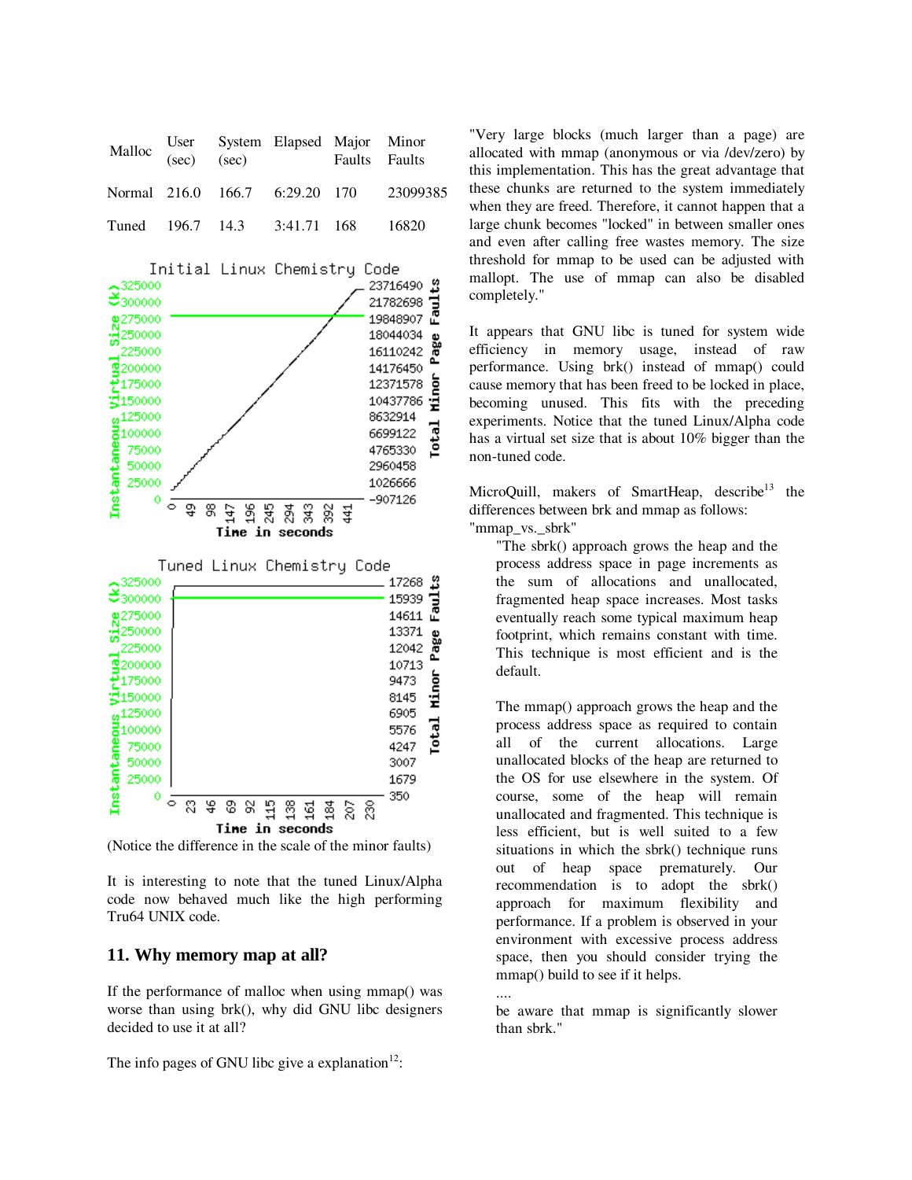| Malloc | User (sec) | System (sec) | Elapsed | Major Faults | Minor Faults |
|---|---|---|---|---|---|
| Normal | 216.0 | 166.7 | 6:29.20 | 170 | 23099385 |
| Tuned | 196.7 | 14.3 | 3:41.71 | 168 | 16820 |

Initial Linux Chemistry Code

Instantaneous Virtual Size (k)

325000
300000
275000
250000
225000
200000
175000
150000
125000
100000
75000
50000
25000
0

Total Minor Page Faults

23716490
21782698
19848907
18044034
16110242
14176450
12371578
10437786
8632914
6699122
4765330
2960458
1026666
-907126

0 49 98 147 196 245 294 343 392 441

Time in seconds

Tuned Linux Chemistry Code

Instantaneous Virtual Size (k)

325000
300000
275000
250000
225000
200000
175000
150000
125000
100000
75000
50000
25000
0

Total Minor Page Faults

17268
15939
14611
13371
12042
10713
9473
8145
6905
5576
4247
3007
1679
350

0 23 46 69 92 115 138 161 184 207 230

Time in seconds

(Notice the difference in the scale of the minor faults)

It is interesting to note that the tuned Linux/Alpha code now behaved much like the high performing Tru64 UNIX code.

## 11. Why memory map at all?

If the performance of malloc when using mmap() was worse than using brk(), why did GNU libc designers decided to use it at all?

The info pages of GNU libc give a explanation[12]:

"Very large blocks (much larger than a page) are allocated with mmap (anonymous or via /dev/zero) by this implementation. This has the great advantage that these chunks are returned to the system immediately when they are freed. Therefore, it cannot happen that a large chunk becomes "locked" in between smaller ones and even after calling free wastes memory. The size threshold for mmap to be used can be adjusted with mallopt. The use of mmap can also be disabled completely."

It appears that GNU libc is tuned for system wide efficiency in memory usage, instead of raw performance. Using brk() instead of mmap() could cause memory that has been freed to be locked in place, becoming unused. This fits with the preceding experiments. Notice that the tuned Linux/Alpha code has a virtual set size that is about 10% bigger than the non-tuned code.

MicroQuill, makers of SmartHeap, describe[13] the differences between brk and mmap as follows: "mmap_vs._sbrk"

> "The sbrk() approach grows the heap and the process address space in page increments as the sum of allocations and unallocated, fragmented heap space increases. Most tasks eventually reach some typical maximum heap footprint, which remains constant with time. This technique is most efficient and is the default.
>
> The mmap() approach grows the heap and the process address space as required to contain all of the current allocations. Large unallocated blocks of the heap are returned to the OS for use elsewhere in the system. Of course, some of the heap will remain unallocated and fragmented. This technique is less efficient, but is well suited to a few situations in which the sbrk() technique runs out of heap space prematurely. Our recommendation is to adopt the sbrk() approach for maximum flexibility and performance. If a problem is observed in your environment with excessive process address space, then you should consider trying the mmap() build to see if it helps.
>
> ....
>
> be aware that mmap is significantly slower than sbrk."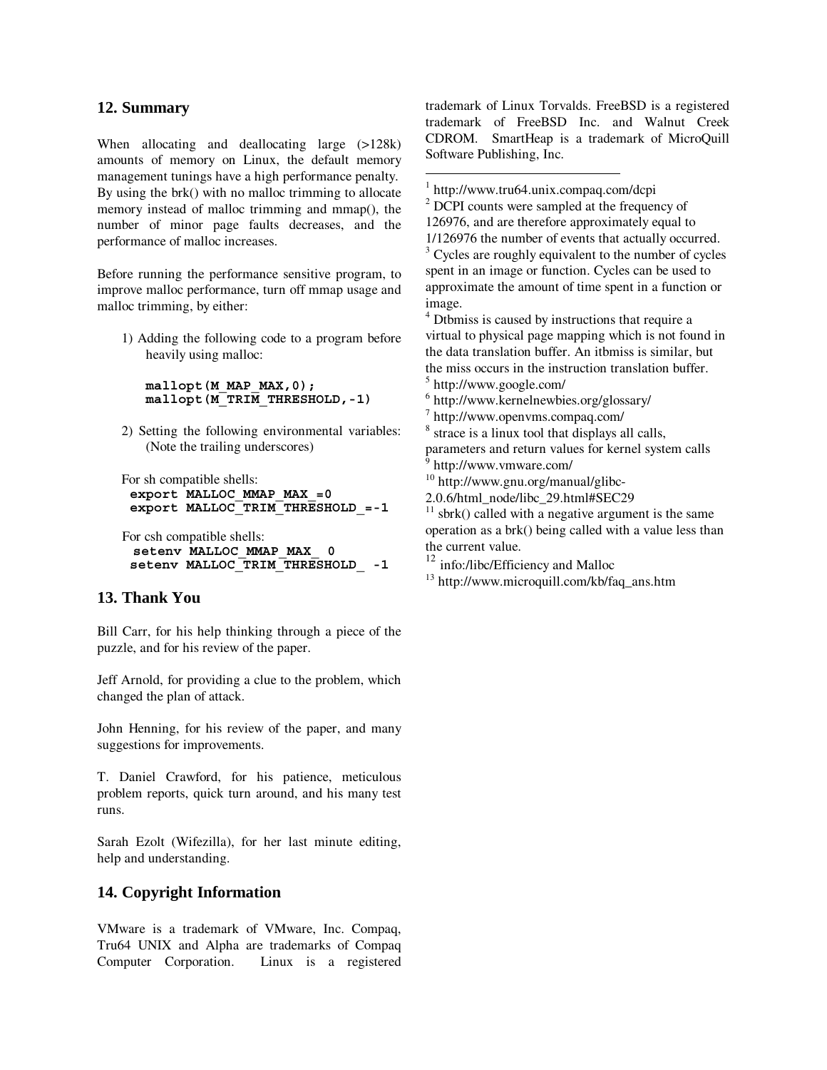## 12. Summary

When allocating and deallocating large (>128k) amounts of memory on Linux, the default memory management tunings have a high performance penalty. By using the brk() with no malloc trimming to allocate memory instead of malloc trimming and mmap(), the number of minor page faults decreases, and the performance of malloc increases.

Before running the performance sensitive program, to improve malloc performance, turn off mmap usage and malloc trimming, by either:

1) Adding the following code to a program before heavily using malloc:

```
mallopt(M_MAP_MAX,0);
mallopt(M_TRIM_THRESHOLD,-1)
```

2) Setting the following environmental variables: (Note the trailing underscores)

For sh compatible shells:

```
export MALLOC_MMAP_MAX_=0
export MALLOC_TRIM_THRESHOLD_=-1
```

For csh compatible shells:

```
setenv MALLOC_MMAP_MAX_ 0
setenv MALLOC_TRIM_THRESHOLD_ -1
```

## 13. Thank You

Bill Carr, for his help thinking through a piece of the puzzle, and for his review of the paper.

Jeff Arnold, for providing a clue to the problem, which changed the plan of attack.

John Henning, for his review of the paper, and many suggestions for improvements.

T. Daniel Crawford, for his patience, meticulous problem reports, quick turn around, and his many test runs.

Sarah Ezolt (Wifezilla), for her last minute editing, help and understanding.

## 14. Copyright Information

VMware is a trademark of VMware, Inc. Compaq, Tru64 UNIX and Alpha are trademarks of Compaq Computer Corporation. Linux is a registered trademark of Linux Torvalds. FreeBSD is a registered trademark of FreeBSD Inc. and Walnut Creek CDROM. SmartHeap is a trademark of MicroQuill Software Publishing, Inc.

---

[1] http://www.tru64.unix.compaq.com/dcpi

[2] DCPI counts were sampled at the frequency of 126976, and are therefore approximately equal to 1/126976 the number of events that actually occurred.

[3] Cycles are roughly equivalent to the number of cycles spent in an image or function. Cycles can be used to approximate the amount of time spent in a function or image.

[4] Dtbmiss is caused by instructions that require a virtual to physical page mapping which is not found in the data translation buffer. An itbmiss is similar, but the miss occurs in the instruction translation buffer.

[5] http://www.google.com/

[6] http://www.kernelnewbies.org/glossary/

[7] http://www.openvms.compaq.com/

[8] strace is a linux tool that displays all calls, parameters and return values for kernel system calls

[9] http://www.vmware.com/

[10] http://www.gnu.org/manual/glibc-2.0.6/html_node/libc_29.html#SEC29

[11] sbrk() called with a negative argument is the same operation as a brk() being called with a value less than the current value.

[12] info:/libc/Efficiency and Malloc

[13] http://www.microquill.com/kb/faq_ans.htm